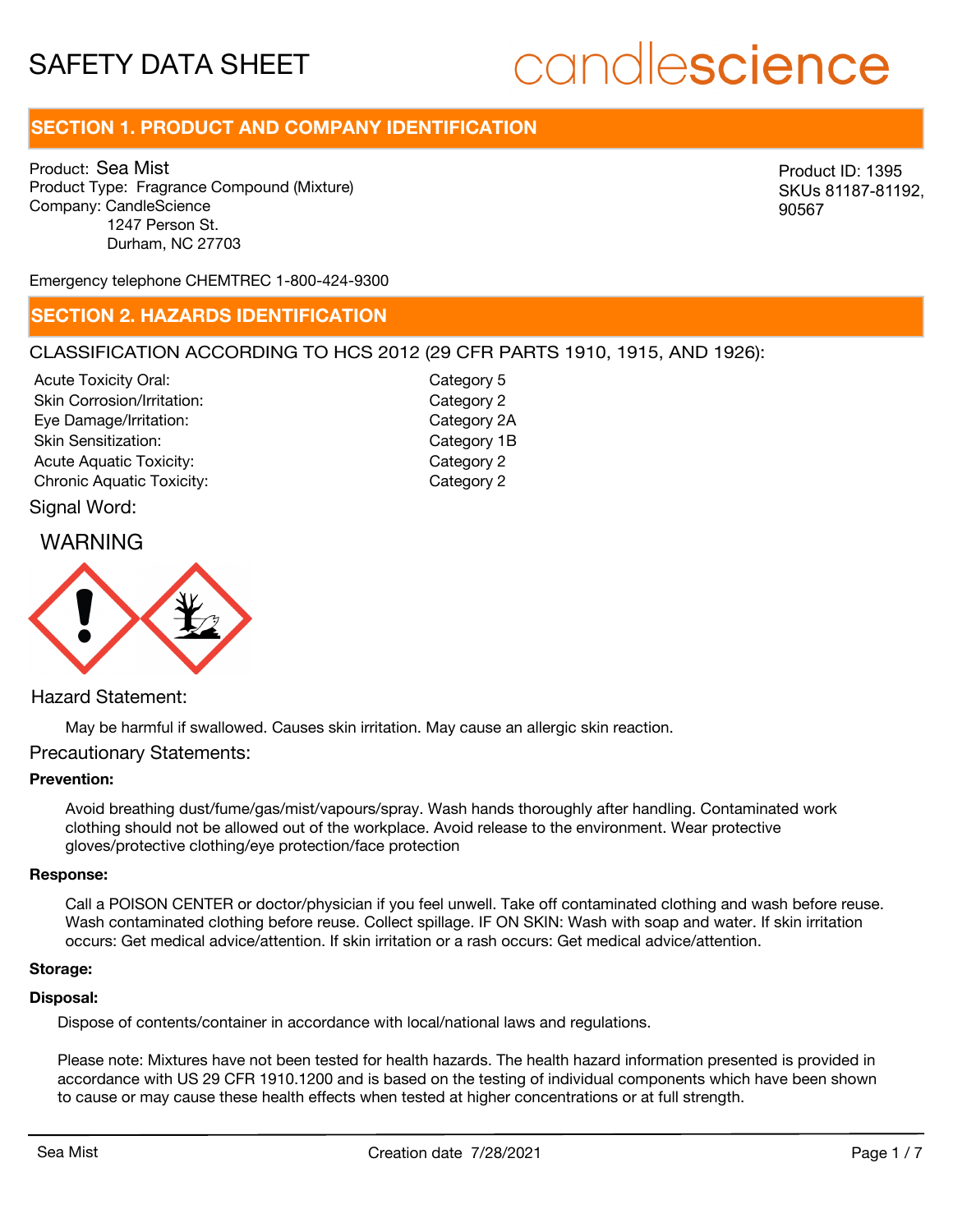# SAFETY DATA SHEET

candlescience

## SECTION 1. PRODUCT AND COMPANY IDENTIFICATION

Product: Sea Mist
Product Type: Fragrance Compound (Mixture)
Company: CandleScience
1247 Person St.
Durham, NC 27703

Product ID: 1395
SKUs 81187-81192, 90567

Emergency telephone CHEMTREC 1-800-424-9300

## SECTION 2. HAZARDS IDENTIFICATION

CLASSIFICATION ACCORDING TO HCS 2012 (29 CFR PARTS 1910, 1915, AND 1926):

| | |
|---|---|
| Acute Toxicity Oral: | Category 5 |
| Skin Corrosion/Irritation: | Category 2 |
| Eye Damage/Irritation: | Category 2A |
| Skin Sensitization: | Category 1B |
| Acute Aquatic Toxicity: | Category 2 |
| Chronic Aquatic Toxicity: | Category 2 |

Signal Word:

WARNING

Hazard Statement:

May be harmful if swallowed. Causes skin irritation. May cause an allergic skin reaction.

Precautionary Statements:

**Prevention:**

Avoid breathing dust/fume/gas/mist/vapours/spray. Wash hands thoroughly after handling. Contaminated work clothing should not be allowed out of the workplace. Avoid release to the environment. Wear protective gloves/protective clothing/eye protection/face protection

**Response:**

Call a POISON CENTER or doctor/physician if you feel unwell. Take off contaminated clothing and wash before reuse. Wash contaminated clothing before reuse. Collect spillage. IF ON SKIN: Wash with soap and water. If skin irritation occurs: Get medical advice/attention. If skin irritation or a rash occurs: Get medical advice/attention.

**Storage:**

**Disposal:**

Dispose of contents/container in accordance with local/national laws and regulations.

Please note: Mixtures have not been tested for health hazards. The health hazard information presented is provided in accordance with US 29 CFR 1910.1200 and is based on the testing of individual components which have been shown to cause or may cause these health effects when tested at higher concentrations or at full strength.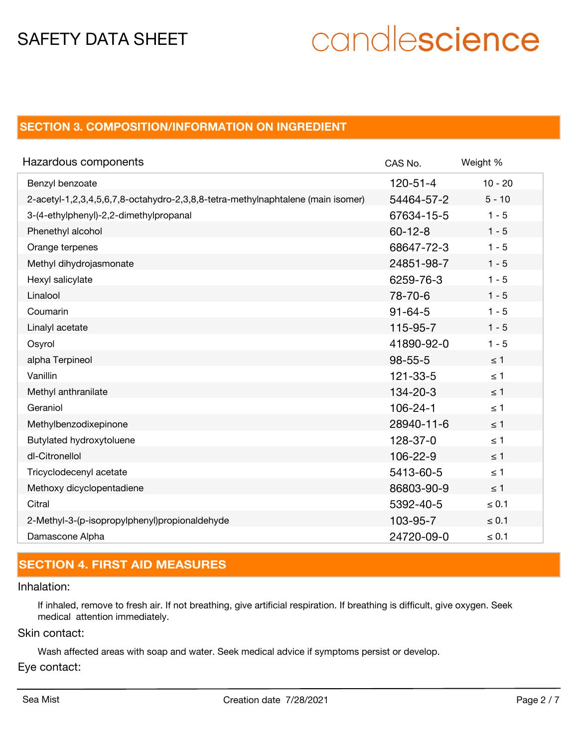## SECTION 3. COMPOSITION/INFORMATION ON INGREDIENT

| Hazardous components | CAS No. | Weight % |
|---|---|---|
| Benzyl benzoate | 120-51-4 | 10 - 20 |
| 2-acetyl-1,2,3,4,5,6,7,8-octahydro-2,3,8,8-tetra-methylnaphtalene (main isomer) | 54464-57-2 | 5 - 10 |
| 3-(4-ethylphenyl)-2,2-dimethylpropanal | 67634-15-5 | 1 - 5 |
| Phenethyl alcohol | 60-12-8 | 1 - 5 |
| Orange terpenes | 68647-72-3 | 1 - 5 |
| Methyl dihydrojasmonate | 24851-98-7 | 1 - 5 |
| Hexyl salicylate | 6259-76-3 | 1 - 5 |
| Linalool | 78-70-6 | 1 - 5 |
| Coumarin | 91-64-5 | 1 - 5 |
| Linalyl acetate | 115-95-7 | 1 - 5 |
| Osyrol | 41890-92-0 | 1 - 5 |
| alpha Terpineol | 98-55-5 | ≤ 1 |
| Vanillin | 121-33-5 | ≤ 1 |
| Methyl anthranilate | 134-20-3 | ≤ 1 |
| Geraniol | 106-24-1 | ≤ 1 |
| Methylbenzodixepinone | 28940-11-6 | ≤ 1 |
| Butylated hydroxytoluene | 128-37-0 | ≤ 1 |
| dl-Citronellol | 106-22-9 | ≤ 1 |
| Tricyclodecenyl acetate | 5413-60-5 | ≤ 1 |
| Methoxy dicyclopentadiene | 86803-90-9 | ≤ 1 |
| Citral | 5392-40-5 | ≤ 0.1 |
| 2-Methyl-3-(p-isopropylphenyl)propionaldehyde | 103-95-7 | ≤ 0.1 |
| Damascone Alpha | 24720-09-0 | ≤ 0.1 |

## SECTION 4. FIRST AID MEASURES

Inhalation:

If inhaled, remove to fresh air. If not breathing, give artificial respiration. If breathing is difficult, give oxygen. Seek medical attention immediately.

Skin contact:

Wash affected areas with soap and water. Seek medical advice if symptoms persist or develop.

Eye contact: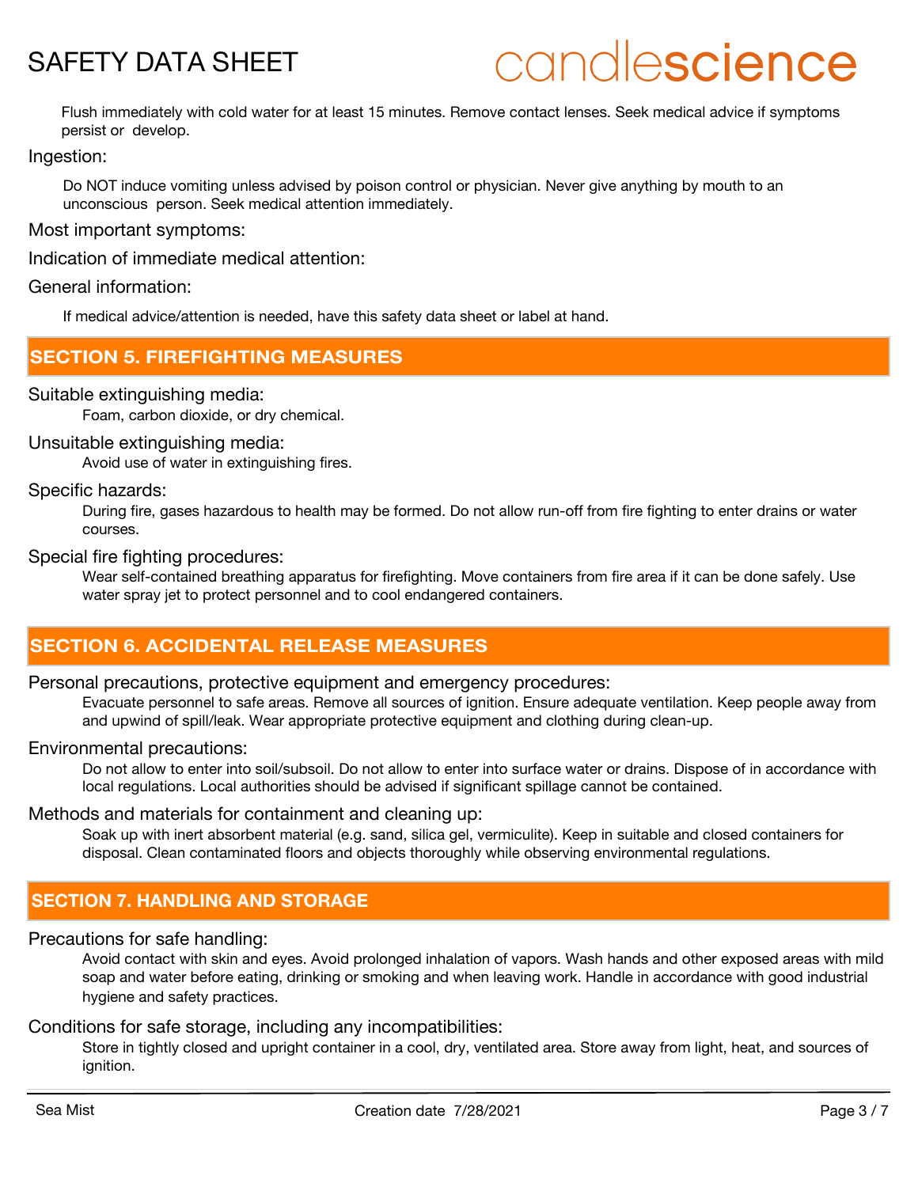Flush immediately with cold water for at least 15 minutes. Remove contact lenses. Seek medical advice if symptoms persist or develop.

Ingestion:

Do NOT induce vomiting unless advised by poison control or physician. Never give anything by mouth to an unconscious person. Seek medical attention immediately.

Most important symptoms:

Indication of immediate medical attention:

General information:

If medical advice/attention is needed, have this safety data sheet or label at hand.

## SECTION 5. FIREFIGHTING MEASURES

Suitable extinguishing media:

Foam, carbon dioxide, or dry chemical.

Unsuitable extinguishing media:

Avoid use of water in extinguishing fires.

Specific hazards:

During fire, gases hazardous to health may be formed. Do not allow run-off from fire fighting to enter drains or water courses.

Special fire fighting procedures:

Wear self-contained breathing apparatus for firefighting. Move containers from fire area if it can be done safely. Use water spray jet to protect personnel and to cool endangered containers.

## SECTION 6. ACCIDENTAL RELEASE MEASURES

Personal precautions, protective equipment and emergency procedures:

Evacuate personnel to safe areas. Remove all sources of ignition. Ensure adequate ventilation. Keep people away from and upwind of spill/leak. Wear appropriate protective equipment and clothing during clean-up.

Environmental precautions:

Do not allow to enter into soil/subsoil. Do not allow to enter into surface water or drains. Dispose of in accordance with local regulations. Local authorities should be advised if significant spillage cannot be contained.

Methods and materials for containment and cleaning up:

Soak up with inert absorbent material (e.g. sand, silica gel, vermiculite). Keep in suitable and closed containers for disposal. Clean contaminated floors and objects thoroughly while observing environmental regulations.

## SECTION 7. HANDLING AND STORAGE

Precautions for safe handling:

Avoid contact with skin and eyes. Avoid prolonged inhalation of vapors. Wash hands and other exposed areas with mild soap and water before eating, drinking or smoking and when leaving work. Handle in accordance with good industrial hygiene and safety practices.

Conditions for safe storage, including any incompatibilities:

Store in tightly closed and upright container in a cool, dry, ventilated area. Store away from light, heat, and sources of ignition.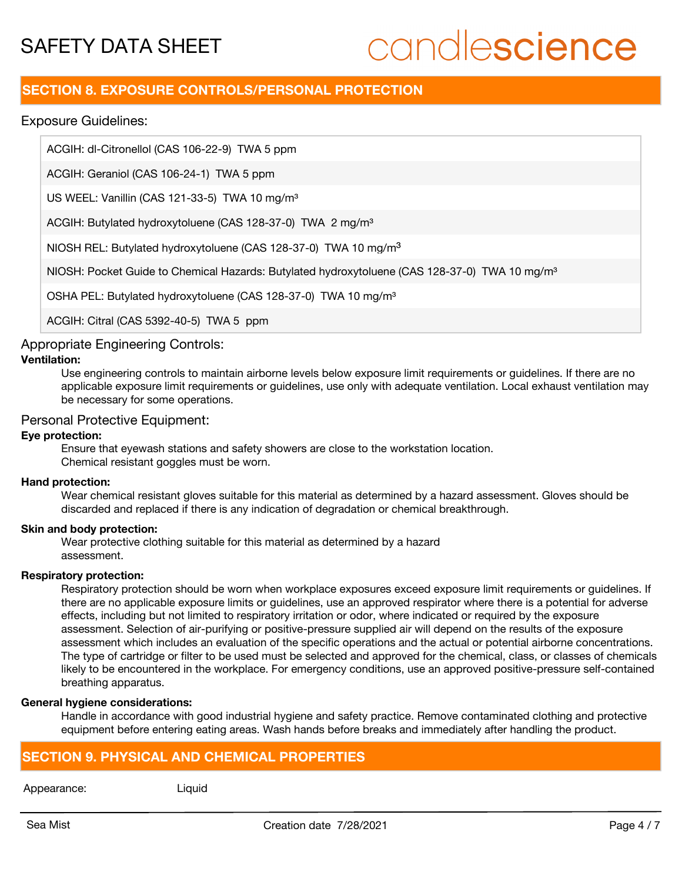## SECTION 8. EXPOSURE CONTROLS/PERSONAL PROTECTION

### Exposure Guidelines:

| |
|---|
| ACGIH: dl-Citronellol (CAS 106-22-9) TWA 5 ppm |
| ACGIH: Geraniol (CAS 106-24-1) TWA 5 ppm |
| US WEEL: Vanillin (CAS 121-33-5) TWA 10 mg/m³ |
| ACGIH: Butylated hydroxytoluene (CAS 128-37-0) TWA 2 mg/m³ |
| NIOSH REL: Butylated hydroxytoluene (CAS 128-37-0) TWA 10 mg/m³ |
| NIOSH: Pocket Guide to Chemical Hazards: Butylated hydroxytoluene (CAS 128-37-0) TWA 10 mg/m³ |
| OSHA PEL: Butylated hydroxytoluene (CAS 128-37-0) TWA 10 mg/m³ |
| ACGIH: Citral (CAS 5392-40-5) TWA 5 ppm |

### Appropriate Engineering Controls:

**Ventilation:**

Use engineering controls to maintain airborne levels below exposure limit requirements or guidelines. If there are no applicable exposure limit requirements or guidelines, use only with adequate ventilation. Local exhaust ventilation may be necessary for some operations.

### Personal Protective Equipment:

**Eye protection:**

Ensure that eyewash stations and safety showers are close to the workstation location.
Chemical resistant goggles must be worn.

**Hand protection:**

Wear chemical resistant gloves suitable for this material as determined by a hazard assessment. Gloves should be discarded and replaced if there is any indication of degradation or chemical breakthrough.

**Skin and body protection:**

Wear protective clothing suitable for this material as determined by a hazard assessment.

**Respiratory protection:**

Respiratory protection should be worn when workplace exposures exceed exposure limit requirements or guidelines. If there are no applicable exposure limits or guidelines, use an approved respirator where there is a potential for adverse effects, including but not limited to respiratory irritation or odor, where indicated or required by the exposure assessment. Selection of air-purifying or positive-pressure supplied air will depend on the results of the exposure assessment which includes an evaluation of the specific operations and the actual or potential airborne concentrations. The type of cartridge or filter to be used must be selected and approved for the chemical, class, or classes of chemicals likely to be encountered in the workplace. For emergency conditions, use an approved positive-pressure self-contained breathing apparatus.

**General hygiene considerations:**

Handle in accordance with good industrial hygiene and safety practice. Remove contaminated clothing and protective equipment before entering eating areas. Wash hands before breaks and immediately after handling the product.

## SECTION 9. PHYSICAL AND CHEMICAL PROPERTIES

| Appearance: | Liquid |
|---|---|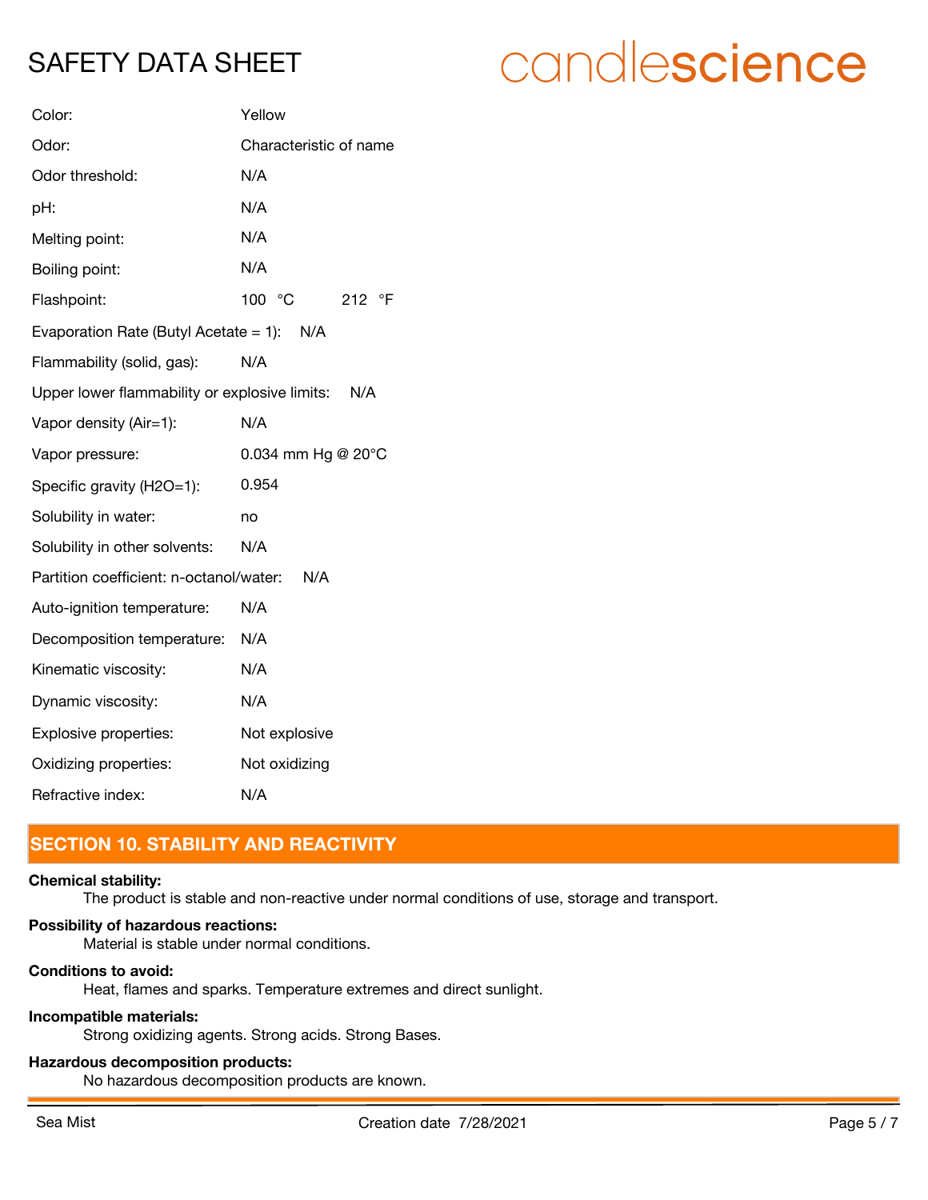| | |
|---|---|
| Color: | Yellow |
| Odor: | Characteristic of name |
| Odor threshold: | N/A |
| pH: | N/A |
| Melting point: | N/A |
| Boiling point: | N/A |
| Flashpoint: | 100 °C 212 °F |
| Evaporation Rate (Butyl Acetate = 1): | N/A |
| Flammability (solid, gas): | N/A |
| Upper lower flammability or explosive limits: | N/A |
| Vapor density (Air=1): | N/A |
| Vapor pressure: | 0.034 mm Hg @ 20°C |
| Specific gravity (H2O=1): | 0.954 |
| Solubility in water: | no |
| Solubility in other solvents: | N/A |
| Partition coefficient: n-octanol/water: | N/A |
| Auto-ignition temperature: | N/A |
| Decomposition temperature: | N/A |
| Kinematic viscosity: | N/A |
| Dynamic viscosity: | N/A |
| Explosive properties: | Not explosive |
| Oxidizing properties: | Not oxidizing |
| Refractive index: | N/A |

## SECTION 10. STABILITY AND REACTIVITY

**Chemical stability:**
The product is stable and non-reactive under normal conditions of use, storage and transport.

**Possibility of hazardous reactions:**
Material is stable under normal conditions.

**Conditions to avoid:**
Heat, flames and sparks. Temperature extremes and direct sunlight.

**Incompatible materials:**
Strong oxidizing agents. Strong acids. Strong Bases.

**Hazardous decomposition products:**
No hazardous decomposition products are known.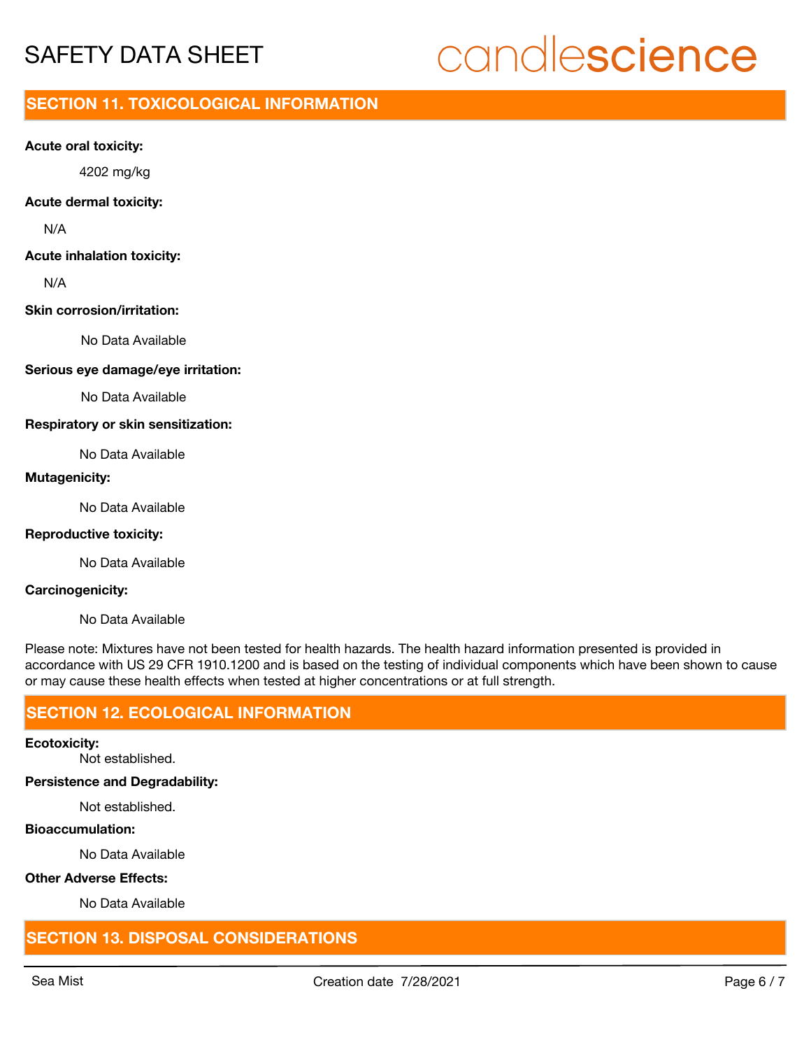## SECTION 11. TOXICOLOGICAL INFORMATION

**Acute oral toxicity:**

4202 mg/kg

**Acute dermal toxicity:**

N/A

**Acute inhalation toxicity:**

N/A

**Skin corrosion/irritation:**

No Data Available

**Serious eye damage/eye irritation:**

No Data Available

**Respiratory or skin sensitization:**

No Data Available

**Mutagenicity:**

No Data Available

**Reproductive toxicity:**

No Data Available

**Carcinogenicity:**

No Data Available

Please note: Mixtures have not been tested for health hazards. The health hazard information presented is provided in accordance with US 29 CFR 1910.1200 and is based on the testing of individual components which have been shown to cause or may cause these health effects when tested at higher concentrations or at full strength.

## SECTION 12. ECOLOGICAL INFORMATION

**Ecotoxicity:**

Not established.

**Persistence and Degradability:**

Not established.

**Bioaccumulation:**

No Data Available

**Other Adverse Effects:**

No Data Available

## SECTION 13. DISPOSAL CONSIDERATIONS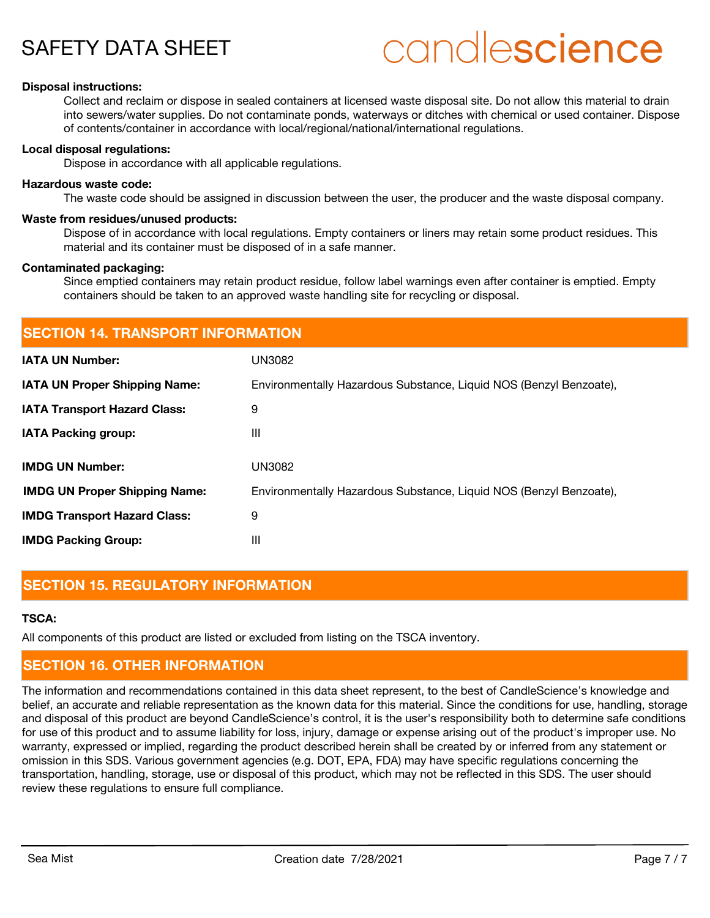**Disposal instructions:**

Collect and reclaim or dispose in sealed containers at licensed waste disposal site. Do not allow this material to drain into sewers/water supplies. Do not contaminate ponds, waterways or ditches with chemical or used container. Dispose of contents/container in accordance with local/regional/national/international regulations.

**Local disposal regulations:**

Dispose in accordance with all applicable regulations.

**Hazardous waste code:**

The waste code should be assigned in discussion between the user, the producer and the waste disposal company.

**Waste from residues/unused products:**

Dispose of in accordance with local regulations. Empty containers or liners may retain some product residues. This material and its container must be disposed of in a safe manner.

**Contaminated packaging:**

Since emptied containers may retain product residue, follow label warnings even after container is emptied. Empty containers should be taken to an approved waste handling site for recycling or disposal.

## SECTION 14. TRANSPORT INFORMATION

| | |
|---|---|
| **IATA UN Number:** | UN3082 |
| **IATA UN Proper Shipping Name:** | Environmentally Hazardous Substance, Liquid NOS (Benzyl Benzoate), |
| **IATA Transport Hazard Class:** | 9 |
| **IATA Packing group:** | III |
| **IMDG UN Number:** | UN3082 |
| **IMDG UN Proper Shipping Name:** | Environmentally Hazardous Substance, Liquid NOS (Benzyl Benzoate), |
| **IMDG Transport Hazard Class:** | 9 |
| **IMDG Packing Group:** | III |

## SECTION 15. REGULATORY INFORMATION

**TSCA:**

All components of this product are listed or excluded from listing on the TSCA inventory.

## SECTION 16. OTHER INFORMATION

The information and recommendations contained in this data sheet represent, to the best of CandleScience's knowledge and belief, an accurate and reliable representation as the known data for this material. Since the conditions for use, handling, storage and disposal of this product are beyond CandleScience's control, it is the user's responsibility both to determine safe conditions for use of this product and to assume liability for loss, injury, damage or expense arising out of the product's improper use. No warranty, expressed or implied, regarding the product described herein shall be created by or inferred from any statement or omission in this SDS. Various government agencies (e.g. DOT, EPA, FDA) may have specific regulations concerning the transportation, handling, storage, use or disposal of this product, which may not be reflected in this SDS. The user should review these regulations to ensure full compliance.